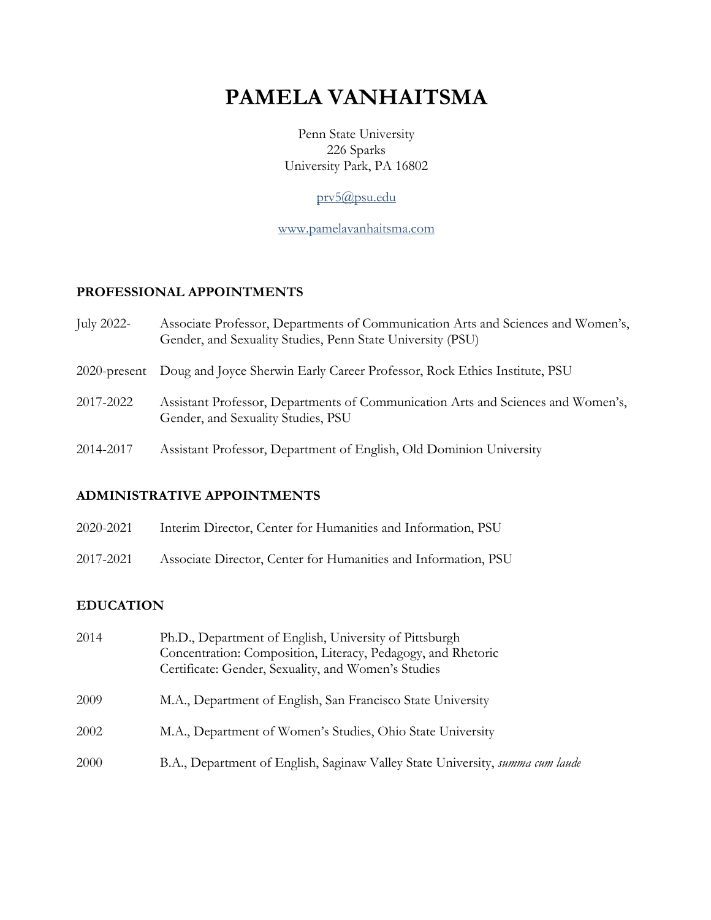# PAMELA VANHAITSMA

Penn State University
226 Sparks
University Park, PA 16802

prv5@psu.edu

www.pamelavanhaitsma.com

## PROFESSIONAL APPOINTMENTS

July 2022- Associate Professor, Departments of Communication Arts and Sciences and Women's, Gender, and Sexuality Studies, Penn State University (PSU)

2020-present Doug and Joyce Sherwin Early Career Professor, Rock Ethics Institute, PSU

2017-2022 Assistant Professor, Departments of Communication Arts and Sciences and Women's, Gender, and Sexuality Studies, PSU

2014-2017 Assistant Professor, Department of English, Old Dominion University

## ADMINISTRATIVE APPOINTMENTS

2020-2021 Interim Director, Center for Humanities and Information, PSU

2017-2021 Associate Director, Center for Humanities and Information, PSU

## EDUCATION

2014 Ph.D., Department of English, University of Pittsburgh
Concentration: Composition, Literacy, Pedagogy, and Rhetoric
Certificate: Gender, Sexuality, and Women's Studies

2009 M.A., Department of English, San Francisco State University

2002 M.A., Department of Women's Studies, Ohio State University

2000 B.A., Department of English, Saginaw Valley State University, *summa cum laude*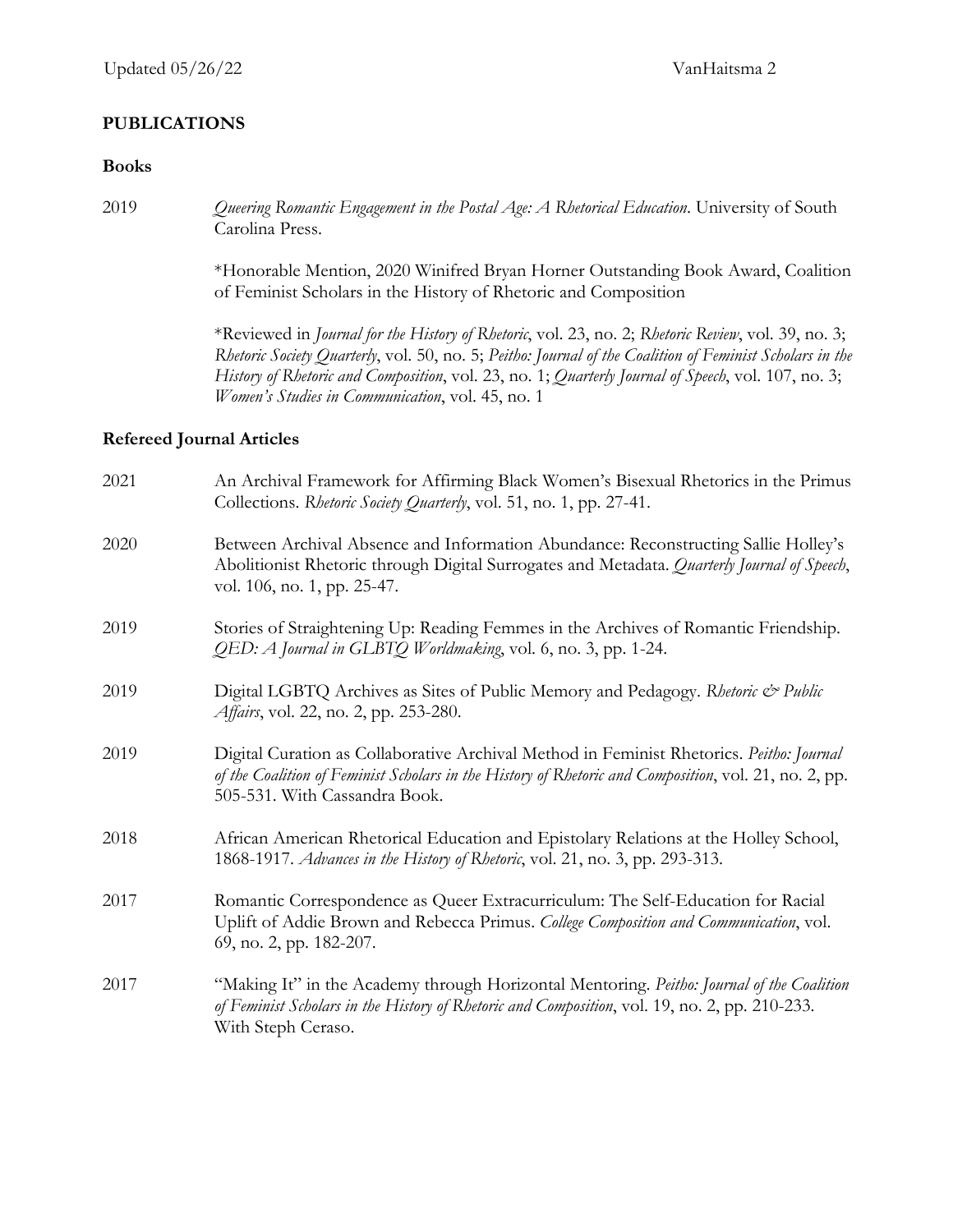## PUBLICATIONS

### Books

2019 *Queering Romantic Engagement in the Postal Age: A Rhetorical Education*. University of South Carolina Press.

*Honorable Mention, 2020 Winifred Bryan Horner Outstanding Book Award, Coalition of Feminist Scholars in the History of Rhetoric and Composition

*Reviewed in *Journal for the History of Rhetoric*, vol. 23, no. 2; *Rhetoric Review*, vol. 39, no. 3; *Rhetoric Society Quarterly*, vol. 50, no. 5; *Peitho: Journal of the Coalition of Feminist Scholars in the History of Rhetoric and Composition*, vol. 23, no. 1; *Quarterly Journal of Speech*, vol. 107, no. 3; *Women's Studies in Communication*, vol. 45, no. 1

### Refereed Journal Articles

2021 An Archival Framework for Affirming Black Women's Bisexual Rhetorics in the Primus Collections. *Rhetoric Society Quarterly*, vol. 51, no. 1, pp. 27-41.

2020 Between Archival Absence and Information Abundance: Reconstructing Sallie Holley's Abolitionist Rhetoric through Digital Surrogates and Metadata. *Quarterly Journal of Speech*, vol. 106, no. 1, pp. 25-47.

2019 Stories of Straightening Up: Reading Femmes in the Archives of Romantic Friendship. *QED: A Journal in GLBTQ Worldmaking*, vol. 6, no. 3, pp. 1-24.

2019 Digital LGBTQ Archives as Sites of Public Memory and Pedagogy. *Rhetoric & Public Affairs*, vol. 22, no. 2, pp. 253-280.

2019 Digital Curation as Collaborative Archival Method in Feminist Rhetorics. *Peitho: Journal of the Coalition of Feminist Scholars in the History of Rhetoric and Composition*, vol. 21, no. 2, pp. 505-531. With Cassandra Book.

2018 African American Rhetorical Education and Epistolary Relations at the Holley School, 1868-1917. *Advances in the History of Rhetoric*, vol. 21, no. 3, pp. 293-313.

2017 Romantic Correspondence as Queer Extracurriculum: The Self-Education for Racial Uplift of Addie Brown and Rebecca Primus. *College Composition and Communication*, vol. 69, no. 2, pp. 182-207.

2017 "Making It" in the Academy through Horizontal Mentoring. *Peitho: Journal of the Coalition of Feminist Scholars in the History of Rhetoric and Composition*, vol. 19, no. 2, pp. 210-233. With Steph Ceraso.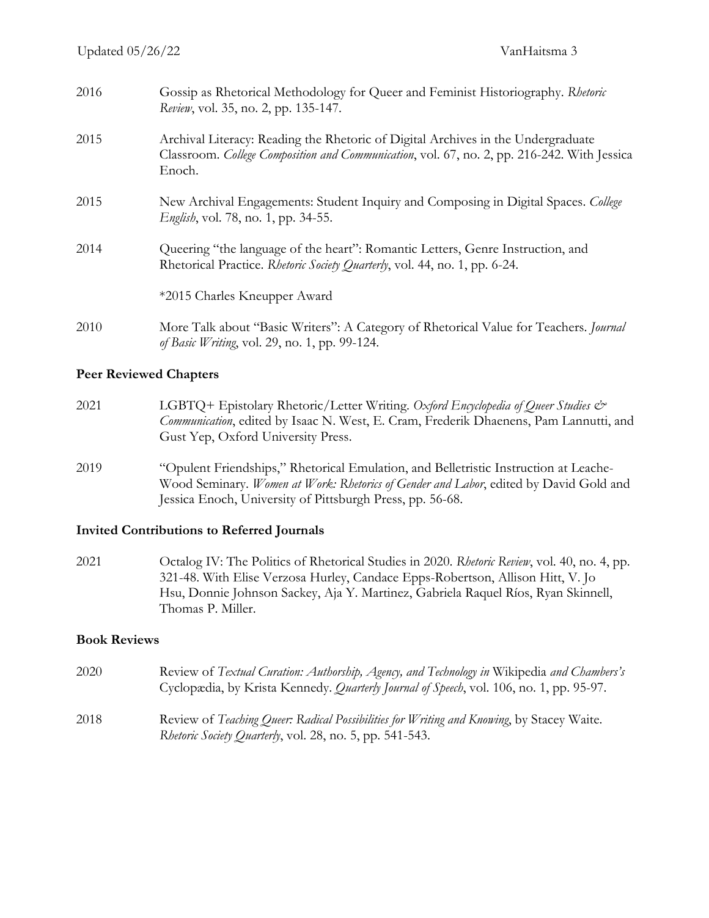2016 Gossip as Rhetorical Methodology for Queer and Feminist Historiography. *Rhetoric Review*, vol. 35, no. 2, pp. 135-147.

2015 Archival Literacy: Reading the Rhetoric of Digital Archives in the Undergraduate Classroom. *College Composition and Communication*, vol. 67, no. 2, pp. 216-242. With Jessica Enoch.

2015 New Archival Engagements: Student Inquiry and Composing in Digital Spaces. *College English*, vol. 78, no. 1, pp. 34-55.

2014 Queering "the language of the heart": Romantic Letters, Genre Instruction, and Rhetorical Practice. *Rhetoric Society Quarterly*, vol. 44, no. 1, pp. 6-24.

*2015 Charles Kneupper Award

2010 More Talk about "Basic Writers": A Category of Rhetorical Value for Teachers. *Journal of Basic Writing*, vol. 29, no. 1, pp. 99-124.

**Peer Reviewed Chapters**

2021 LGBTQ+ Epistolary Rhetoric/Letter Writing. *Oxford Encyclopedia of Queer Studies & Communication*, edited by Isaac N. West, E. Cram, Frederik Dhaenens, Pam Lannutti, and Gust Yep, Oxford University Press.

2019 "Opulent Friendships," Rhetorical Emulation, and Belletristic Instruction at Leache-Wood Seminary. *Women at Work: Rhetorics of Gender and Labor*, edited by David Gold and Jessica Enoch, University of Pittsburgh Press, pp. 56-68.

**Invited Contributions to Referred Journals**

2021 Octalog IV: The Politics of Rhetorical Studies in 2020. *Rhetoric Review*, vol. 40, no. 4, pp. 321-48. With Elise Verzosa Hurley, Candace Epps-Robertson, Allison Hitt, V. Jo Hsu, Donnie Johnson Sackey, Aja Y. Martinez, Gabriela Raquel Ríos, Ryan Skinnell, Thomas P. Miller.

**Book Reviews**

2020 Review of *Textual Curation: Authorship, Agency, and Technology in* Wikipedia *and Chambers's* Cyclopædia, by Krista Kennedy. *Quarterly Journal of Speech*, vol. 106, no. 1, pp. 95-97.

2018 Review of *Teaching Queer: Radical Possibilities for Writing and Knowing*, by Stacey Waite. *Rhetoric Society Quarterly*, vol. 28, no. 5, pp. 541-543.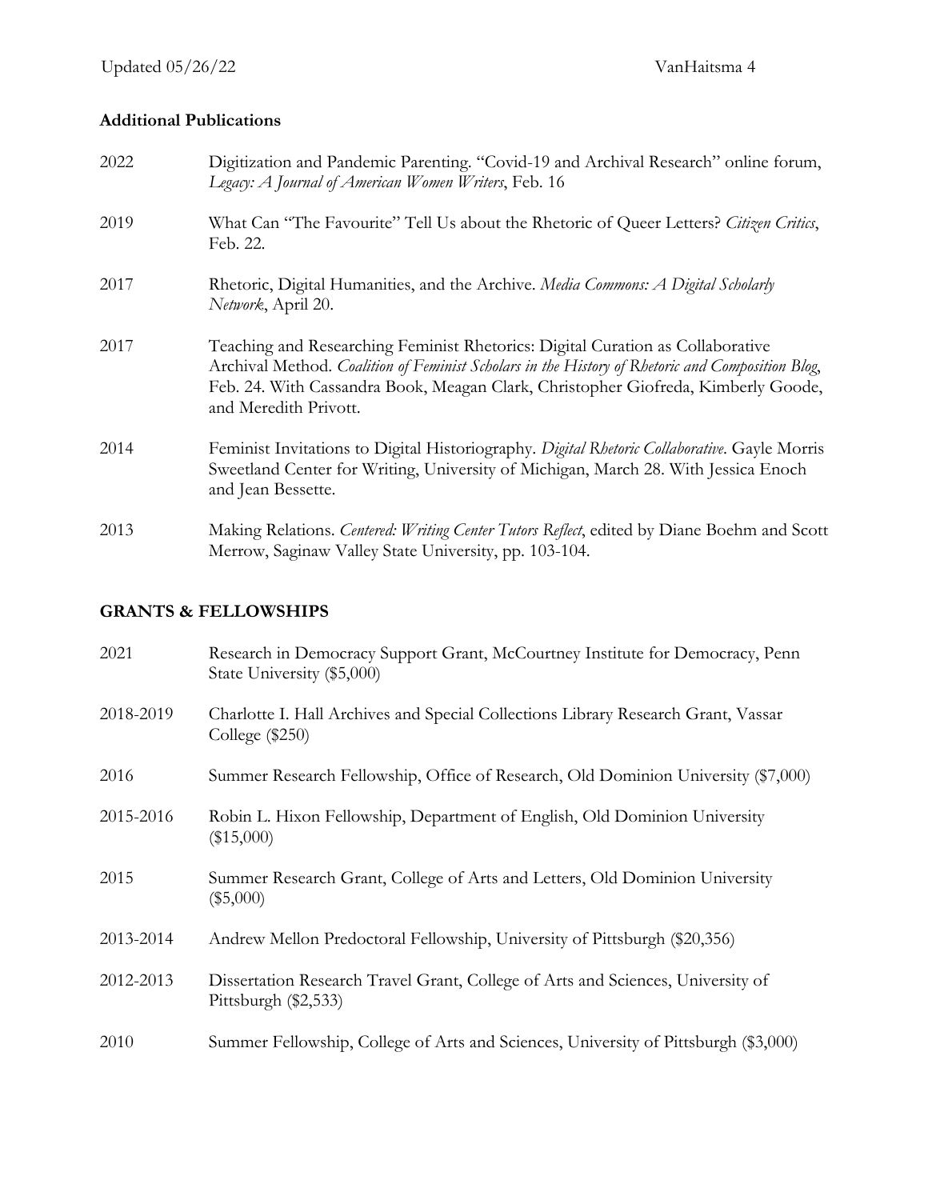### Additional Publications

2022 Digitization and Pandemic Parenting. "Covid-19 and Archival Research" online forum, *Legacy: A Journal of American Women Writers*, Feb. 16

2019 What Can "The Favourite" Tell Us about the Rhetoric of Queer Letters? *Citizen Critics*, Feb. 22.

2017 Rhetoric, Digital Humanities, and the Archive. *Media Commons: A Digital Scholarly Network*, April 20.

2017 Teaching and Researching Feminist Rhetorics: Digital Curation as Collaborative Archival Method. *Coalition of Feminist Scholars in the History of Rhetoric and Composition Blog*, Feb. 24. With Cassandra Book, Meagan Clark, Christopher Giofreda, Kimberly Goode, and Meredith Privott.

2014 Feminist Invitations to Digital Historiography. *Digital Rhetoric Collaborative*. Gayle Morris Sweetland Center for Writing, University of Michigan, March 28. With Jessica Enoch and Jean Bessette.

2013 Making Relations. *Centered: Writing Center Tutors Reflect*, edited by Diane Boehm and Scott Merrow, Saginaw Valley State University, pp. 103-104.

## GRANTS & FELLOWSHIPS

2021 Research in Democracy Support Grant, McCourtney Institute for Democracy, Penn State University ($5,000)

2018-2019 Charlotte I. Hall Archives and Special Collections Library Research Grant, Vassar College ($250)

2016 Summer Research Fellowship, Office of Research, Old Dominion University ($7,000)

2015-2016 Robin L. Hixon Fellowship, Department of English, Old Dominion University ($15,000)

2015 Summer Research Grant, College of Arts and Letters, Old Dominion University ($5,000)

2013-2014 Andrew Mellon Predoctoral Fellowship, University of Pittsburgh ($20,356)

2012-2013 Dissertation Research Travel Grant, College of Arts and Sciences, University of Pittsburgh ($2,533)

2010 Summer Fellowship, College of Arts and Sciences, University of Pittsburgh ($3,000)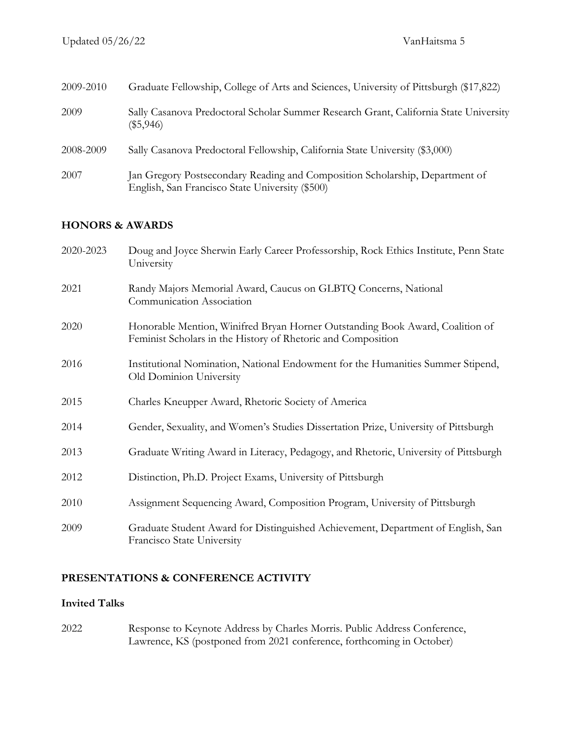2009-2010 Graduate Fellowship, College of Arts and Sciences, University of Pittsburgh ($17,822)

2009 Sally Casanova Predoctoral Scholar Summer Research Grant, California State University ($5,946)

2008-2009 Sally Casanova Predoctoral Fellowship, California State University ($3,000)

2007 Jan Gregory Postsecondary Reading and Composition Scholarship, Department of English, San Francisco State University ($500)

## HONORS & AWARDS

2020-2023 Doug and Joyce Sherwin Early Career Professorship, Rock Ethics Institute, Penn State University

2021 Randy Majors Memorial Award, Caucus on GLBTQ Concerns, National Communication Association

2020 Honorable Mention, Winifred Bryan Horner Outstanding Book Award, Coalition of Feminist Scholars in the History of Rhetoric and Composition

2016 Institutional Nomination, National Endowment for the Humanities Summer Stipend, Old Dominion University

2015 Charles Kneupper Award, Rhetoric Society of America

2014 Gender, Sexuality, and Women's Studies Dissertation Prize, University of Pittsburgh

2013 Graduate Writing Award in Literacy, Pedagogy, and Rhetoric, University of Pittsburgh

2012 Distinction, Ph.D. Project Exams, University of Pittsburgh

2010 Assignment Sequencing Award, Composition Program, University of Pittsburgh

2009 Graduate Student Award for Distinguished Achievement, Department of English, San Francisco State University

## PRESENTATIONS & CONFERENCE ACTIVITY

### Invited Talks

2022 Response to Keynote Address by Charles Morris. Public Address Conference, Lawrence, KS (postponed from 2021 conference, forthcoming in October)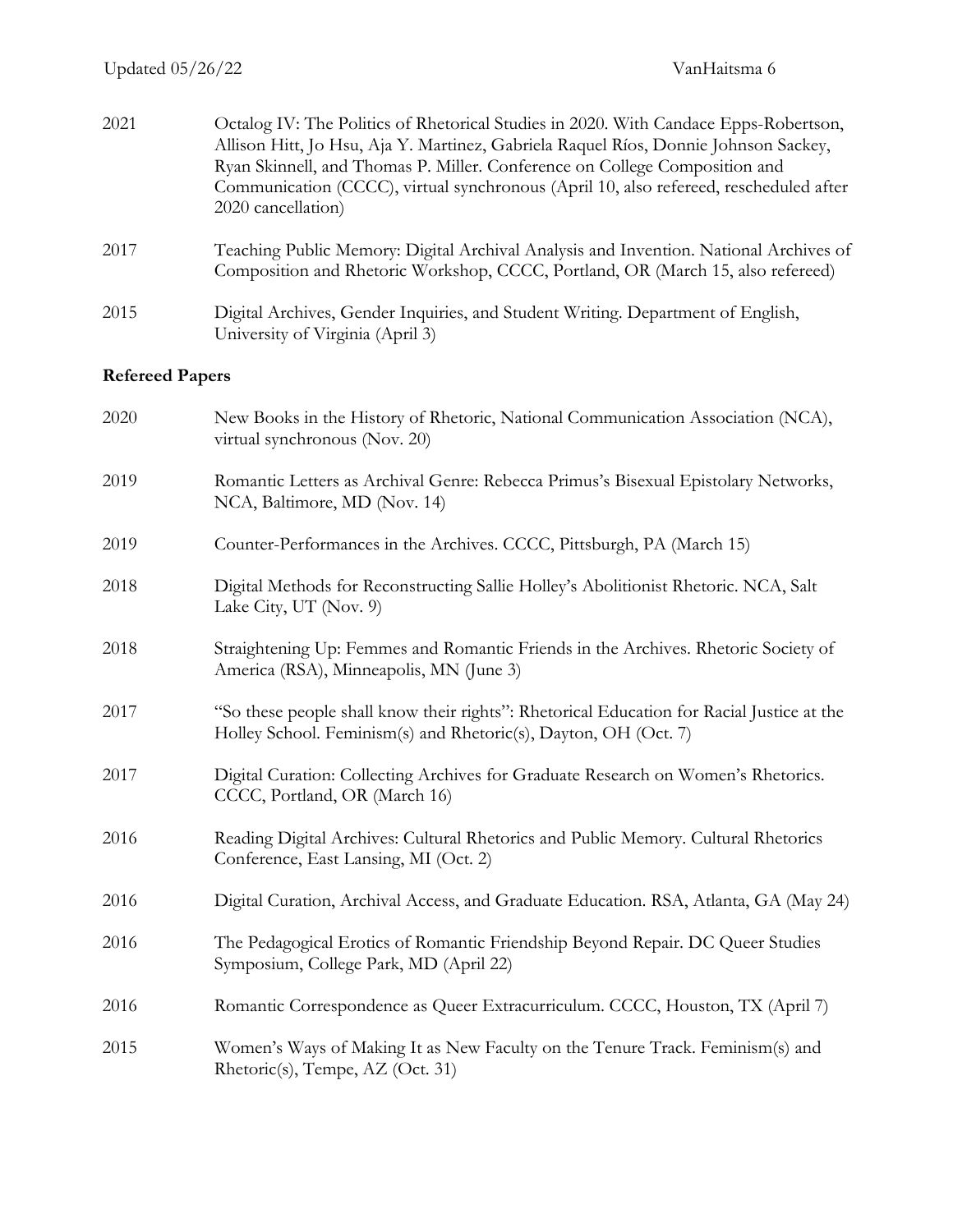2021 Octalog IV: The Politics of Rhetorical Studies in 2020. With Candace Epps-Robertson, Allison Hitt, Jo Hsu, Aja Y. Martinez, Gabriela Raquel Ríos, Donnie Johnson Sackey, Ryan Skinnell, and Thomas P. Miller. Conference on College Composition and Communication (CCCC), virtual synchronous (April 10, also refereed, rescheduled after 2020 cancellation)

2017 Teaching Public Memory: Digital Archival Analysis and Invention. National Archives of Composition and Rhetoric Workshop, CCCC, Portland, OR (March 15, also refereed)

2015 Digital Archives, Gender Inquiries, and Student Writing. Department of English, University of Virginia (April 3)

**Refereed Papers**

2020 New Books in the History of Rhetoric, National Communication Association (NCA), virtual synchronous (Nov. 20)

2019 Romantic Letters as Archival Genre: Rebecca Primus's Bisexual Epistolary Networks, NCA, Baltimore, MD (Nov. 14)

2019 Counter-Performances in the Archives. CCCC, Pittsburgh, PA (March 15)

2018 Digital Methods for Reconstructing Sallie Holley's Abolitionist Rhetoric. NCA, Salt Lake City, UT (Nov. 9)

2018 Straightening Up: Femmes and Romantic Friends in the Archives. Rhetoric Society of America (RSA), Minneapolis, MN (June 3)

2017 "So these people shall know their rights": Rhetorical Education for Racial Justice at the Holley School. Feminism(s) and Rhetoric(s), Dayton, OH (Oct. 7)

2017 Digital Curation: Collecting Archives for Graduate Research on Women's Rhetorics. CCCC, Portland, OR (March 16)

2016 Reading Digital Archives: Cultural Rhetorics and Public Memory. Cultural Rhetorics Conference, East Lansing, MI (Oct. 2)

2016 Digital Curation, Archival Access, and Graduate Education. RSA, Atlanta, GA (May 24)

2016 The Pedagogical Erotics of Romantic Friendship Beyond Repair. DC Queer Studies Symposium, College Park, MD (April 22)

2016 Romantic Correspondence as Queer Extracurriculum. CCCC, Houston, TX (April 7)

2015 Women's Ways of Making It as New Faculty on the Tenure Track. Feminism(s) and Rhetoric(s), Tempe, AZ (Oct. 31)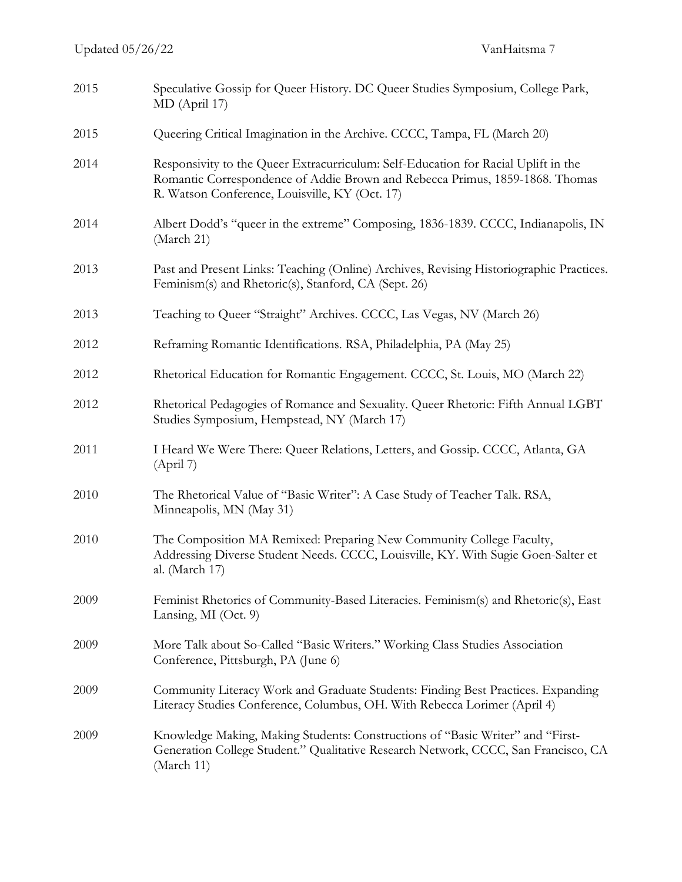2015 Speculative Gossip for Queer History. DC Queer Studies Symposium, College Park, MD (April 17)

2015 Queering Critical Imagination in the Archive. CCCC, Tampa, FL (March 20)

2014 Responsivity to the Queer Extracurriculum: Self-Education for Racial Uplift in the Romantic Correspondence of Addie Brown and Rebecca Primus, 1859-1868. Thomas R. Watson Conference, Louisville, KY (Oct. 17)

2014 Albert Dodd's "queer in the extreme" Composing, 1836-1839. CCCC, Indianapolis, IN (March 21)

2013 Past and Present Links: Teaching (Online) Archives, Revising Historiographic Practices. Feminism(s) and Rhetoric(s), Stanford, CA (Sept. 26)

2013 Teaching to Queer "Straight" Archives. CCCC, Las Vegas, NV (March 26)

2012 Reframing Romantic Identifications. RSA, Philadelphia, PA (May 25)

2012 Rhetorical Education for Romantic Engagement. CCCC, St. Louis, MO (March 22)

2012 Rhetorical Pedagogies of Romance and Sexuality. Queer Rhetoric: Fifth Annual LGBT Studies Symposium, Hempstead, NY (March 17)

2011 I Heard We Were There: Queer Relations, Letters, and Gossip. CCCC, Atlanta, GA (April 7)

2010 The Rhetorical Value of "Basic Writer": A Case Study of Teacher Talk. RSA, Minneapolis, MN (May 31)

2010 The Composition MA Remixed: Preparing New Community College Faculty, Addressing Diverse Student Needs. CCCC, Louisville, KY. With Sugie Goen-Salter et al. (March 17)

2009 Feminist Rhetorics of Community-Based Literacies. Feminism(s) and Rhetoric(s), East Lansing, MI (Oct. 9)

2009 More Talk about So-Called "Basic Writers." Working Class Studies Association Conference, Pittsburgh, PA (June 6)

2009 Community Literacy Work and Graduate Students: Finding Best Practices. Expanding Literacy Studies Conference, Columbus, OH. With Rebecca Lorimer (April 4)

2009 Knowledge Making, Making Students: Constructions of "Basic Writer" and "First-Generation College Student." Qualitative Research Network, CCCC, San Francisco, CA (March 11)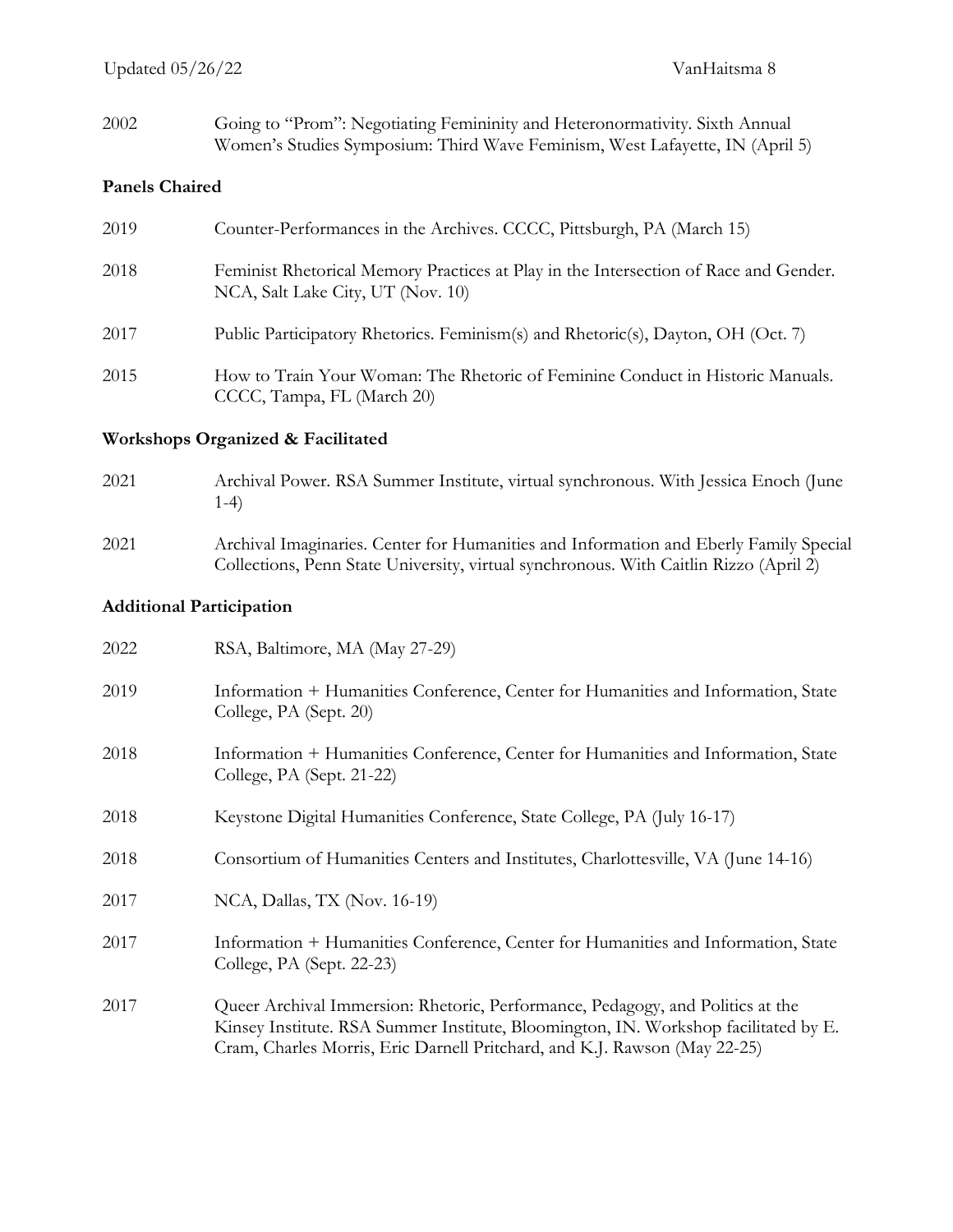2002 Going to "Prom": Negotiating Femininity and Heteronormativity. Sixth Annual Women's Studies Symposium: Third Wave Feminism, West Lafayette, IN (April 5)

**Panels Chaired**

2019 Counter-Performances in the Archives. CCCC, Pittsburgh, PA (March 15)

2018 Feminist Rhetorical Memory Practices at Play in the Intersection of Race and Gender. NCA, Salt Lake City, UT (Nov. 10)

2017 Public Participatory Rhetorics. Feminism(s) and Rhetoric(s), Dayton, OH (Oct. 7)

2015 How to Train Your Woman: The Rhetoric of Feminine Conduct in Historic Manuals. CCCC, Tampa, FL (March 20)

**Workshops Organized & Facilitated**

2021 Archival Power. RSA Summer Institute, virtual synchronous. With Jessica Enoch (June 1-4)

2021 Archival Imaginaries. Center for Humanities and Information and Eberly Family Special Collections, Penn State University, virtual synchronous. With Caitlin Rizzo (April 2)

**Additional Participation**

2022 RSA, Baltimore, MA (May 27-29)

2019 Information + Humanities Conference, Center for Humanities and Information, State College, PA (Sept. 20)

2018 Information + Humanities Conference, Center for Humanities and Information, State College, PA (Sept. 21-22)

2018 Keystone Digital Humanities Conference, State College, PA (July 16-17)

2018 Consortium of Humanities Centers and Institutes, Charlottesville, VA (June 14-16)

2017 NCA, Dallas, TX (Nov. 16-19)

2017 Information + Humanities Conference, Center for Humanities and Information, State College, PA (Sept. 22-23)

2017 Queer Archival Immersion: Rhetoric, Performance, Pedagogy, and Politics at the Kinsey Institute. RSA Summer Institute, Bloomington, IN. Workshop facilitated by E. Cram, Charles Morris, Eric Darnell Pritchard, and K.J. Rawson (May 22-25)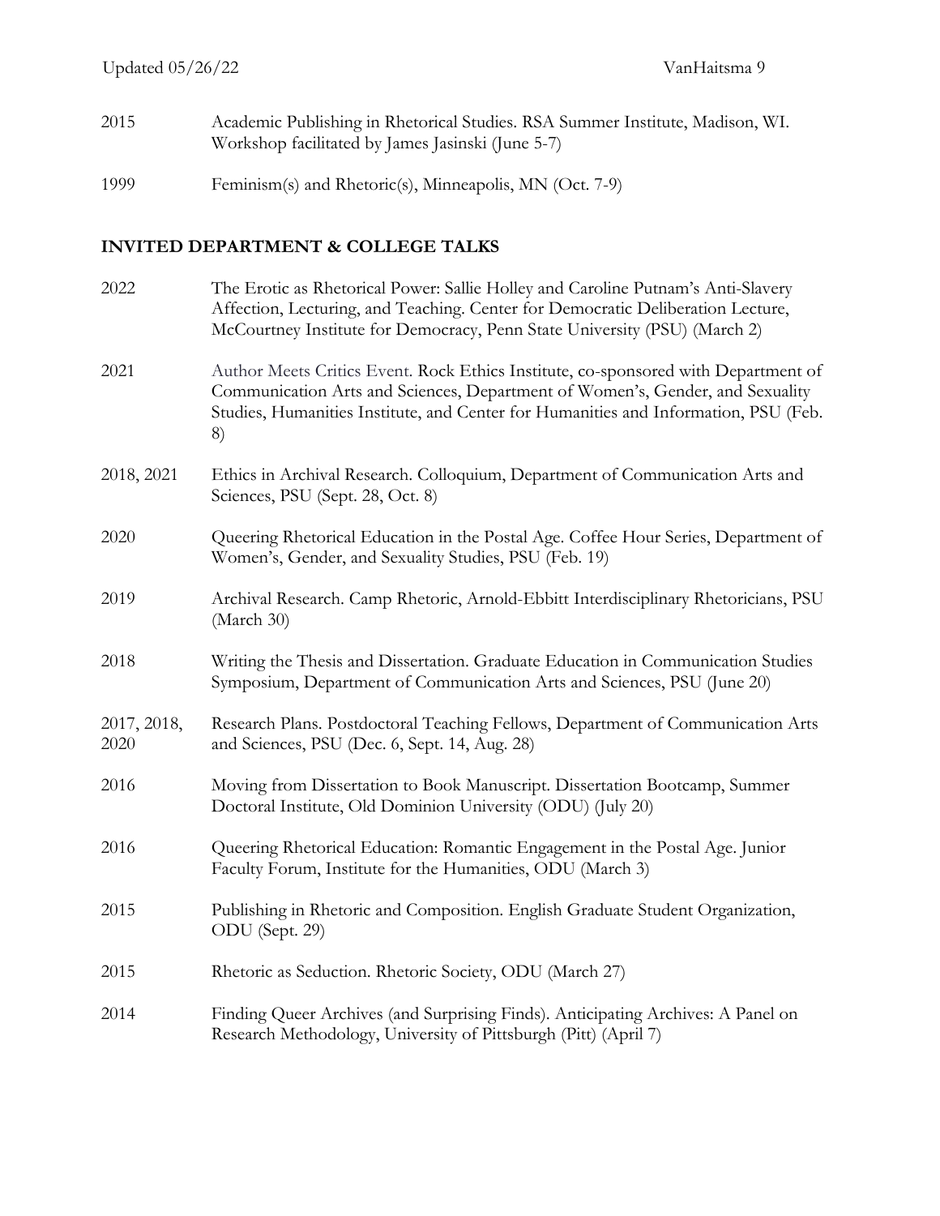2015 Academic Publishing in Rhetorical Studies. RSA Summer Institute, Madison, WI. Workshop facilitated by James Jasinski (June 5-7)

1999 Feminism(s) and Rhetoric(s), Minneapolis, MN (Oct. 7-9)

## INVITED DEPARTMENT & COLLEGE TALKS

2022 The Erotic as Rhetorical Power: Sallie Holley and Caroline Putnam's Anti-Slavery Affection, Lecturing, and Teaching. Center for Democratic Deliberation Lecture, McCourtney Institute for Democracy, Penn State University (PSU) (March 2)

2021 Author Meets Critics Event. Rock Ethics Institute, co-sponsored with Department of Communication Arts and Sciences, Department of Women's, Gender, and Sexuality Studies, Humanities Institute, and Center for Humanities and Information, PSU (Feb. 8)

2018, 2021 Ethics in Archival Research. Colloquium, Department of Communication Arts and Sciences, PSU (Sept. 28, Oct. 8)

2020 Queering Rhetorical Education in the Postal Age. Coffee Hour Series, Department of Women's, Gender, and Sexuality Studies, PSU (Feb. 19)

2019 Archival Research. Camp Rhetoric, Arnold-Ebbitt Interdisciplinary Rhetoricians, PSU (March 30)

2018 Writing the Thesis and Dissertation. Graduate Education in Communication Studies Symposium, Department of Communication Arts and Sciences, PSU (June 20)

2017, 2018, 2020 Research Plans. Postdoctoral Teaching Fellows, Department of Communication Arts and Sciences, PSU (Dec. 6, Sept. 14, Aug. 28)

2016 Moving from Dissertation to Book Manuscript. Dissertation Bootcamp, Summer Doctoral Institute, Old Dominion University (ODU) (July 20)

2016 Queering Rhetorical Education: Romantic Engagement in the Postal Age. Junior Faculty Forum, Institute for the Humanities, ODU (March 3)

2015 Publishing in Rhetoric and Composition. English Graduate Student Organization, ODU (Sept. 29)

2015 Rhetoric as Seduction. Rhetoric Society, ODU (March 27)

2014 Finding Queer Archives (and Surprising Finds). Anticipating Archives: A Panel on Research Methodology, University of Pittsburgh (Pitt) (April 7)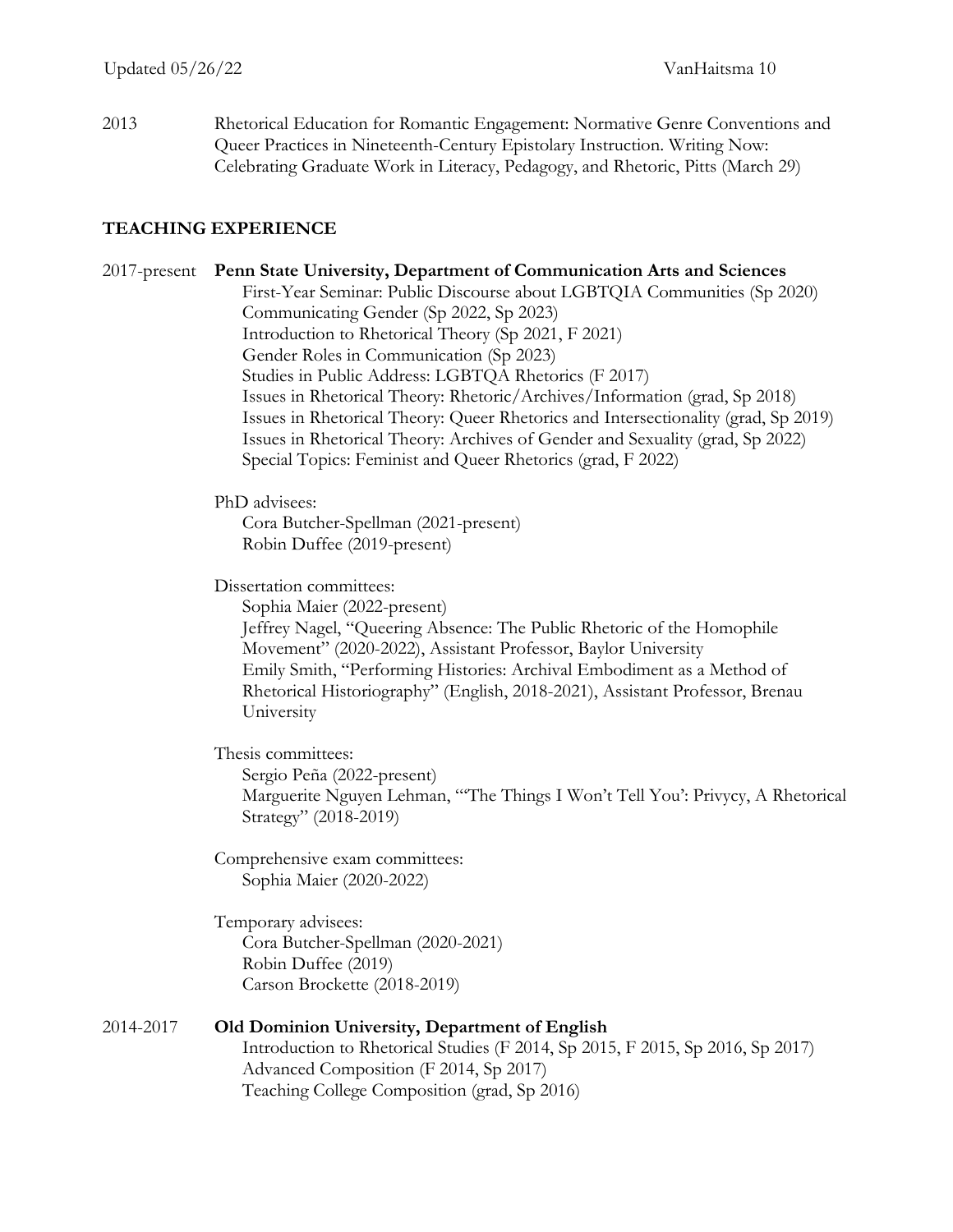2013 Rhetorical Education for Romantic Engagement: Normative Genre Conventions and Queer Practices in Nineteenth-Century Epistolary Instruction. Writing Now: Celebrating Graduate Work in Literacy, Pedagogy, and Rhetoric, Pitts (March 29)

## TEACHING EXPERIENCE

2017-present **Penn State University, Department of Communication Arts and Sciences**

- First-Year Seminar: Public Discourse about LGBTQIA Communities (Sp 2020)
- Communicating Gender (Sp 2022, Sp 2023)
- Introduction to Rhetorical Theory (Sp 2021, F 2021)
- Gender Roles in Communication (Sp 2023)
- Studies in Public Address: LGBTQA Rhetorics (F 2017)
- Issues in Rhetorical Theory: Rhetoric/Archives/Information (grad, Sp 2018)
- Issues in Rhetorical Theory: Queer Rhetorics and Intersectionality (grad, Sp 2019)
- Issues in Rhetorical Theory: Archives of Gender and Sexuality (grad, Sp 2022)
- Special Topics: Feminist and Queer Rhetorics (grad, F 2022)

PhD advisees:

- Cora Butcher-Spellman (2021-present)
- Robin Duffee (2019-present)

Dissertation committees:

- Sophia Maier (2022-present)
- Jeffrey Nagel, "Queering Absence: The Public Rhetoric of the Homophile Movement" (2020-2022), Assistant Professor, Baylor University
- Emily Smith, "Performing Histories: Archival Embodiment as a Method of Rhetorical Historiography" (English, 2018-2021), Assistant Professor, Brenau University

Thesis committees:

- Sergio Peña (2022-present)
- Marguerite Nguyen Lehman, "'The Things I Won't Tell You': Privycy, A Rhetorical Strategy" (2018-2019)

Comprehensive exam committees:

- Sophia Maier (2020-2022)

Temporary advisees:

- Cora Butcher-Spellman (2020-2021)
- Robin Duffee (2019)
- Carson Brockette (2018-2019)

2014-2017 **Old Dominion University, Department of English**

- Introduction to Rhetorical Studies (F 2014, Sp 2015, F 2015, Sp 2016, Sp 2017)
- Advanced Composition (F 2014, Sp 2017)
- Teaching College Composition (grad, Sp 2016)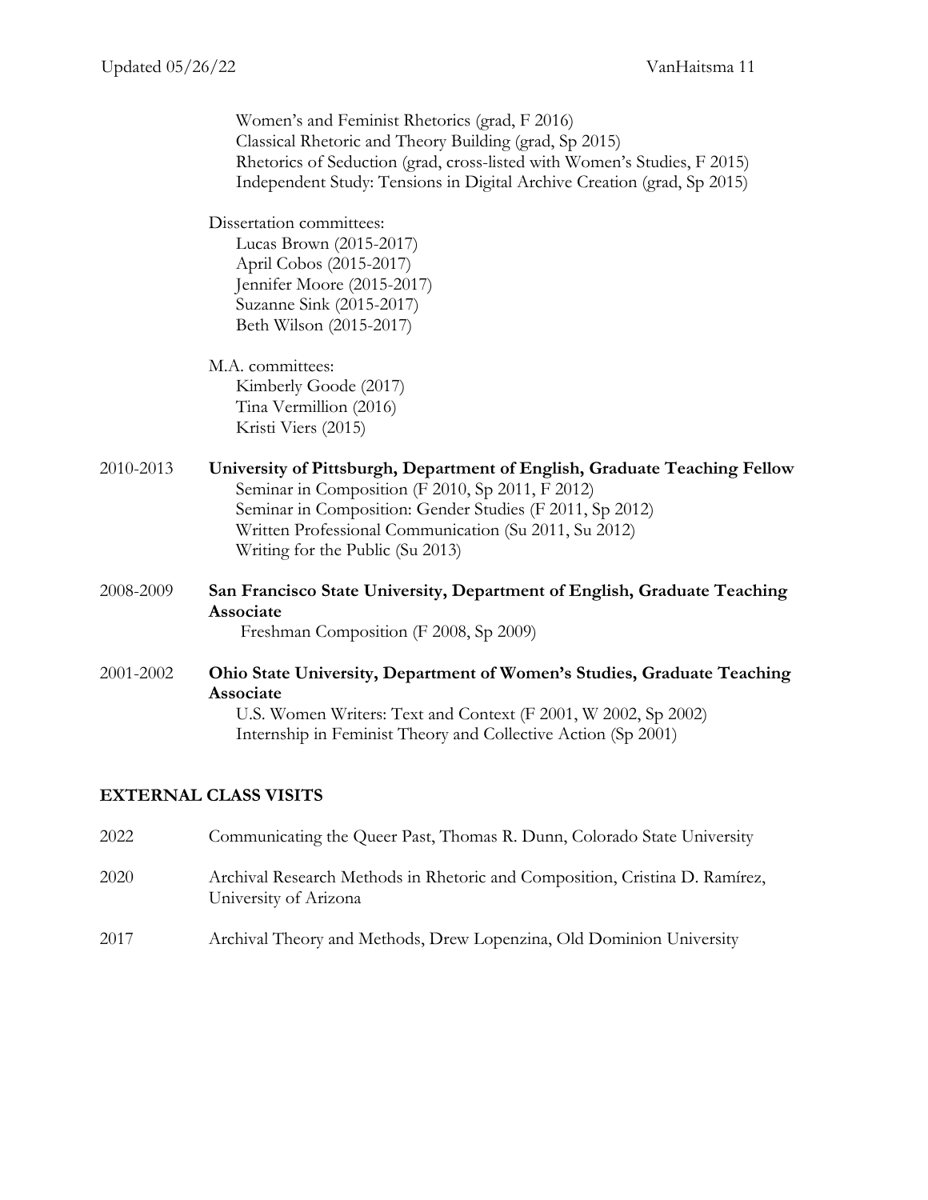Women's and Feminist Rhetorics (grad, F 2016)
Classical Rhetoric and Theory Building (grad, Sp 2015)
Rhetorics of Seduction (grad, cross-listed with Women's Studies, F 2015)
Independent Study: Tensions in Digital Archive Creation (grad, Sp 2015)

Dissertation committees:
Lucas Brown (2015-2017)
April Cobos (2015-2017)
Jennifer Moore (2015-2017)
Suzanne Sink (2015-2017)
Beth Wilson (2015-2017)

M.A. committees:
Kimberly Goode (2017)
Tina Vermillion (2016)
Kristi Viers (2015)

2010-2013 **University of Pittsburgh, Department of English, Graduate Teaching Fellow**
Seminar in Composition (F 2010, Sp 2011, F 2012)
Seminar in Composition: Gender Studies (F 2011, Sp 2012)
Written Professional Communication (Su 2011, Su 2012)
Writing for the Public (Su 2013)

2008-2009 **San Francisco State University, Department of English, Graduate Teaching Associate**
Freshman Composition (F 2008, Sp 2009)

2001-2002 **Ohio State University, Department of Women's Studies, Graduate Teaching Associate**
U.S. Women Writers: Text and Context (F 2001, W 2002, Sp 2002)
Internship in Feminist Theory and Collective Action (Sp 2001)

## EXTERNAL CLASS VISITS

2022 Communicating the Queer Past, Thomas R. Dunn, Colorado State University

2020 Archival Research Methods in Rhetoric and Composition, Cristina D. Ramírez, University of Arizona

2017 Archival Theory and Methods, Drew Lopenzina, Old Dominion University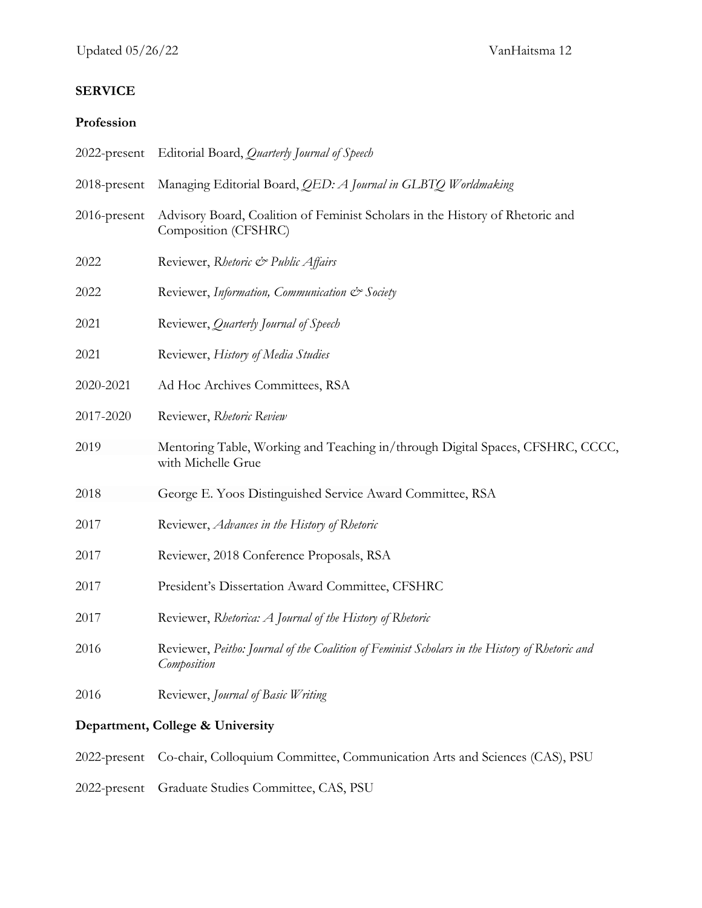## SERVICE

### Profession

2022-present Editorial Board, *Quarterly Journal of Speech*

2018-present Managing Editorial Board, *QED: A Journal in GLBTQ Worldmaking*

2016-present Advisory Board, Coalition of Feminist Scholars in the History of Rhetoric and Composition (CFSHRC)

2022 Reviewer, *Rhetoric & Public Affairs*

2022 Reviewer, *Information, Communication & Society*

2021 Reviewer, *Quarterly Journal of Speech*

2021 Reviewer, *History of Media Studies*

2020-2021 Ad Hoc Archives Committees, RSA

2017-2020 Reviewer, *Rhetoric Review*

2019 Mentoring Table, Working and Teaching in/through Digital Spaces, CFSHRC, CCCC, with Michelle Grue

2018 George E. Yoos Distinguished Service Award Committee, RSA

2017 Reviewer, *Advances in the History of Rhetoric*

2017 Reviewer, 2018 Conference Proposals, RSA

2017 President's Dissertation Award Committee, CFSHRC

2017 Reviewer, *Rhetorica: A Journal of the History of Rhetoric*

2016 Reviewer, *Peitho: Journal of the Coalition of Feminist Scholars in the History of Rhetoric and Composition*

2016 Reviewer, *Journal of Basic Writing*

### Department, College & University

2022-present Co-chair, Colloquium Committee, Communication Arts and Sciences (CAS), PSU

2022-present Graduate Studies Committee, CAS, PSU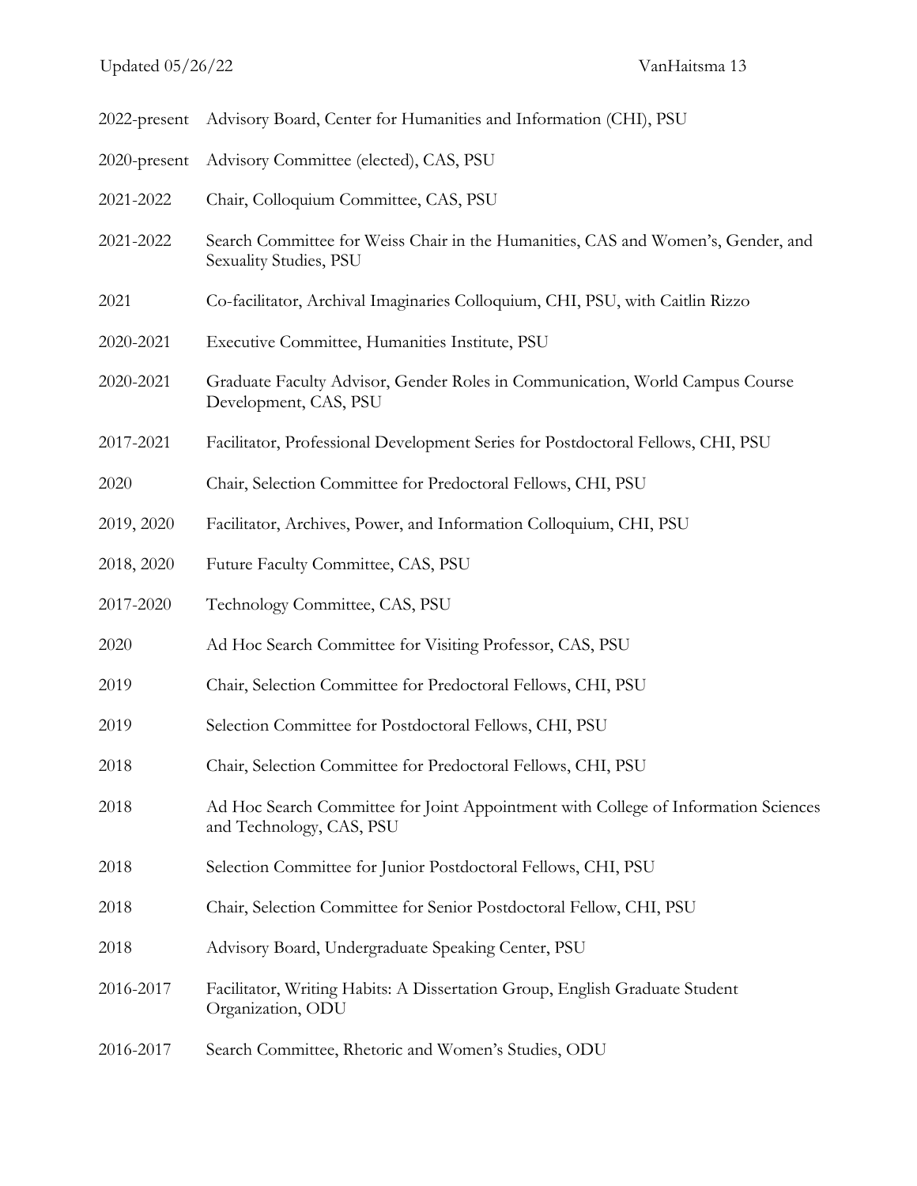2022-present Advisory Board, Center for Humanities and Information (CHI), PSU

2020-present Advisory Committee (elected), CAS, PSU

2021-2022 Chair, Colloquium Committee, CAS, PSU

2021-2022 Search Committee for Weiss Chair in the Humanities, CAS and Women's, Gender, and Sexuality Studies, PSU

2021 Co-facilitator, Archival Imaginaries Colloquium, CHI, PSU, with Caitlin Rizzo

2020-2021 Executive Committee, Humanities Institute, PSU

2020-2021 Graduate Faculty Advisor, Gender Roles in Communication, World Campus Course Development, CAS, PSU

2017-2021 Facilitator, Professional Development Series for Postdoctoral Fellows, CHI, PSU

2020 Chair, Selection Committee for Predoctoral Fellows, CHI, PSU

2019, 2020 Facilitator, Archives, Power, and Information Colloquium, CHI, PSU

2018, 2020 Future Faculty Committee, CAS, PSU

2017-2020 Technology Committee, CAS, PSU

2020 Ad Hoc Search Committee for Visiting Professor, CAS, PSU

2019 Chair, Selection Committee for Predoctoral Fellows, CHI, PSU

2019 Selection Committee for Postdoctoral Fellows, CHI, PSU

2018 Chair, Selection Committee for Predoctoral Fellows, CHI, PSU

2018 Ad Hoc Search Committee for Joint Appointment with College of Information Sciences and Technology, CAS, PSU

2018 Selection Committee for Junior Postdoctoral Fellows, CHI, PSU

2018 Chair, Selection Committee for Senior Postdoctoral Fellow, CHI, PSU

2018 Advisory Board, Undergraduate Speaking Center, PSU

2016-2017 Facilitator, Writing Habits: A Dissertation Group, English Graduate Student Organization, ODU

2016-2017 Search Committee, Rhetoric and Women's Studies, ODU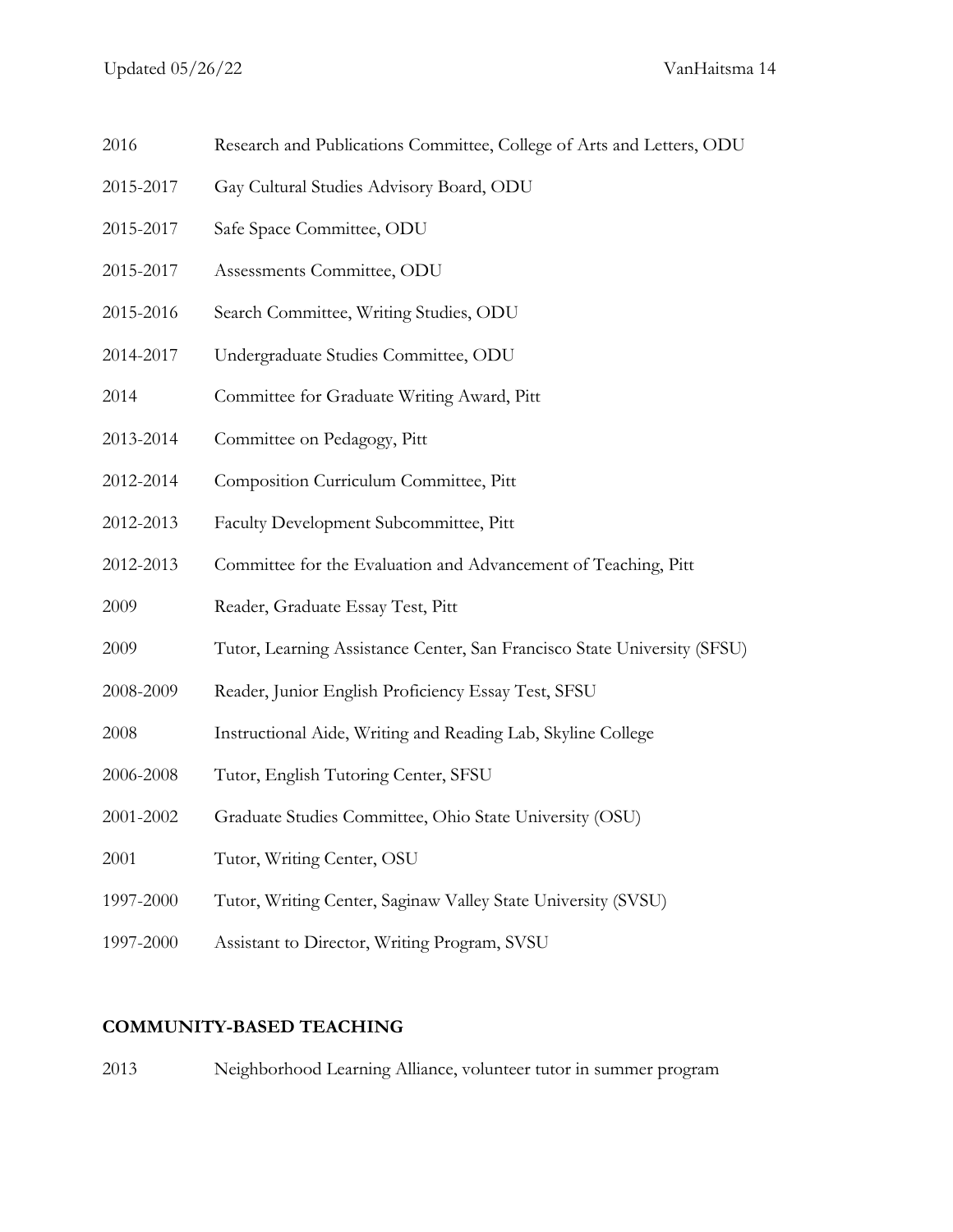2016 Research and Publications Committee, College of Arts and Letters, ODU

2015-2017 Gay Cultural Studies Advisory Board, ODU

2015-2017 Safe Space Committee, ODU

2015-2017 Assessments Committee, ODU

2015-2016 Search Committee, Writing Studies, ODU

2014-2017 Undergraduate Studies Committee, ODU

2014 Committee for Graduate Writing Award, Pitt

2013-2014 Committee on Pedagogy, Pitt

2012-2014 Composition Curriculum Committee, Pitt

2012-2013 Faculty Development Subcommittee, Pitt

2012-2013 Committee for the Evaluation and Advancement of Teaching, Pitt

2009 Reader, Graduate Essay Test, Pitt

2009 Tutor, Learning Assistance Center, San Francisco State University (SFSU)

2008-2009 Reader, Junior English Proficiency Essay Test, SFSU

2008 Instructional Aide, Writing and Reading Lab, Skyline College

2006-2008 Tutor, English Tutoring Center, SFSU

2001-2002 Graduate Studies Committee, Ohio State University (OSU)

2001 Tutor, Writing Center, OSU

1997-2000 Tutor, Writing Center, Saginaw Valley State University (SVSU)

1997-2000 Assistant to Director, Writing Program, SVSU

## COMMUNITY-BASED TEACHING

2013 Neighborhood Learning Alliance, volunteer tutor in summer program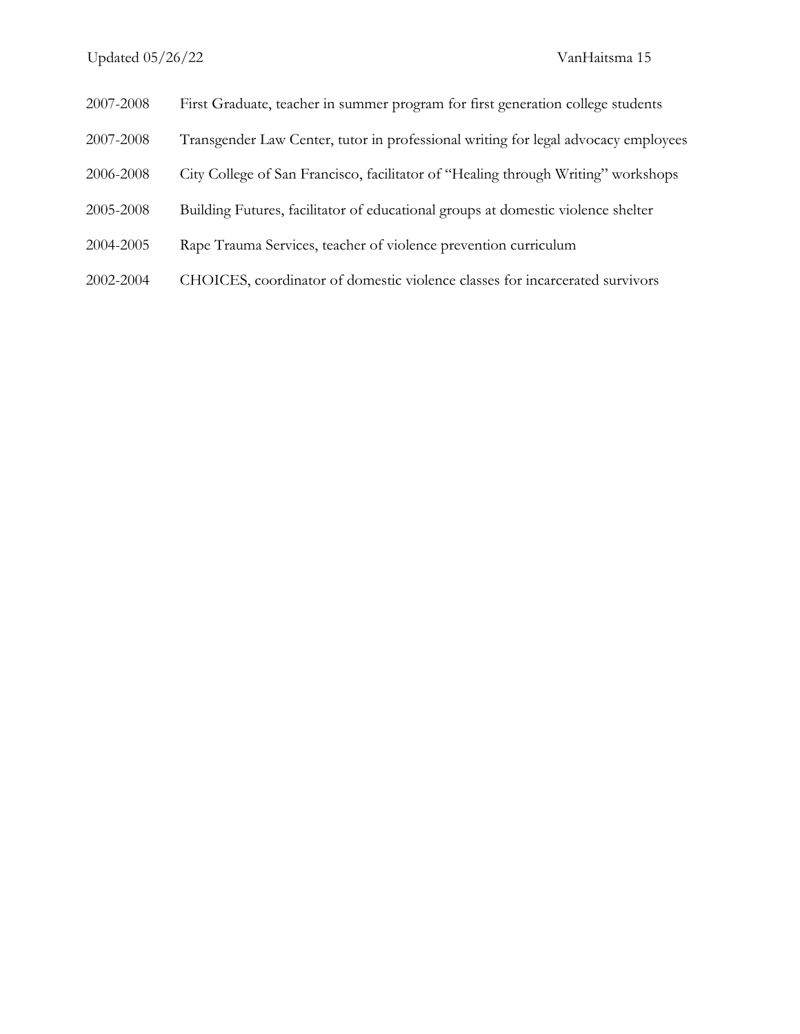2007-2008 First Graduate, teacher in summer program for first generation college students

2007-2008 Transgender Law Center, tutor in professional writing for legal advocacy employees

2006-2008 City College of San Francisco, facilitator of "Healing through Writing" workshops

2005-2008 Building Futures, facilitator of educational groups at domestic violence shelter

2004-2005 Rape Trauma Services, teacher of violence prevention curriculum

2002-2004 CHOICES, coordinator of domestic violence classes for incarcerated survivors